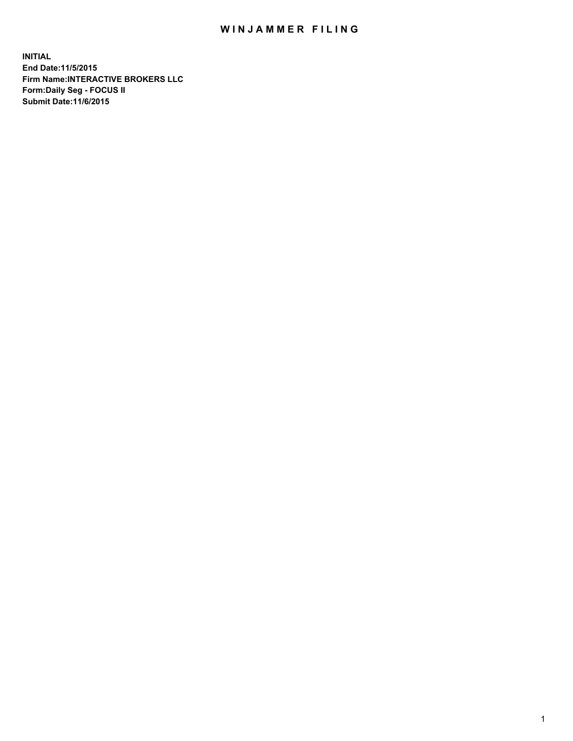# WINJAMMER FILING

**INITIAL**
**End Date:11/5/2015**
**Firm Name:INTERACTIVE BROKERS LLC**
**Form:Daily Seg - FOCUS II**
**Submit Date:11/6/2015**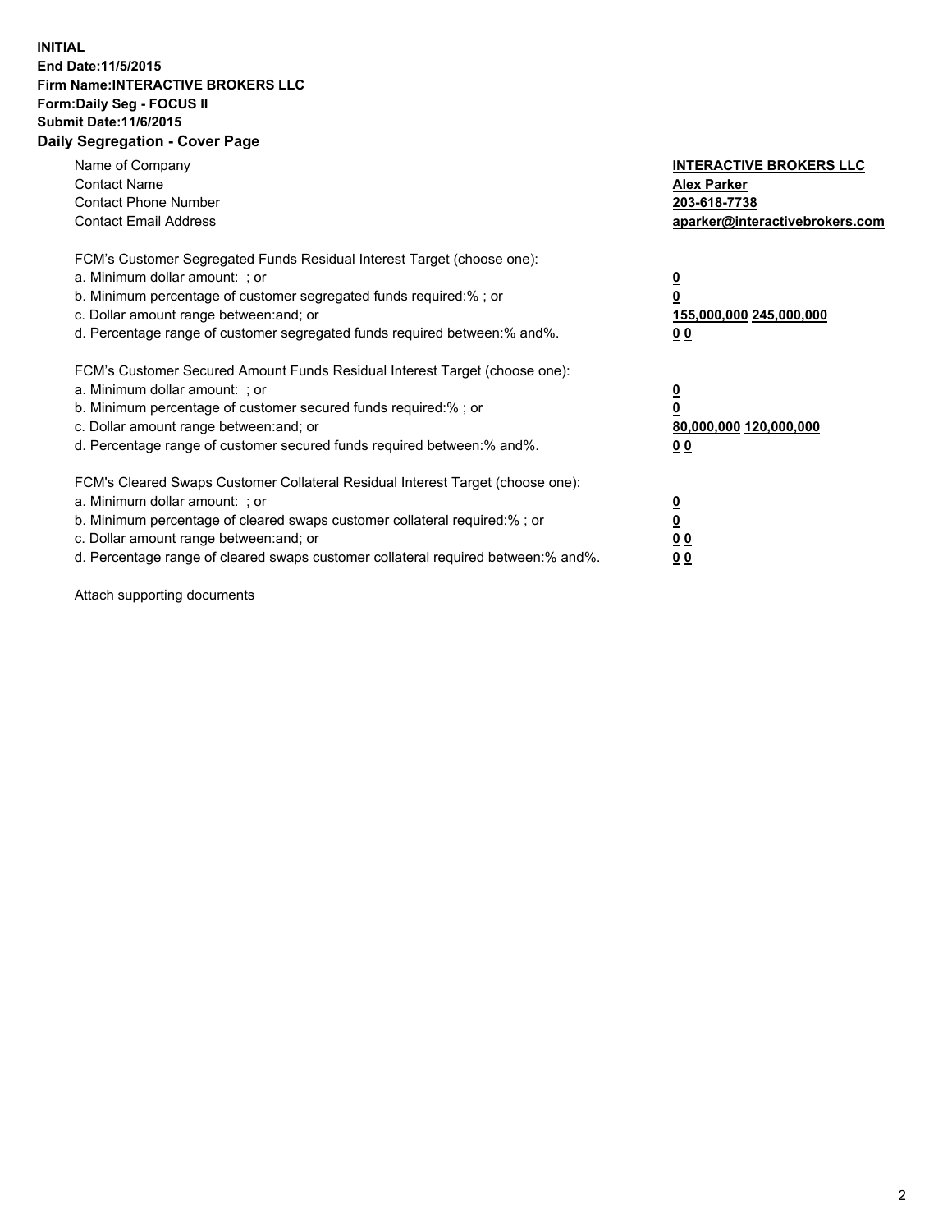**INITIAL**
**End Date:11/5/2015**
**Firm Name:INTERACTIVE BROKERS LLC**
**Form:Daily Seg - FOCUS II**
**Submit Date:11/6/2015**

## Daily Segregation - Cover Page

| | |
|---|---|
| Name of Company | **INTERACTIVE BROKERS LLC** |
| Contact Name | **Alex Parker** |
| Contact Phone Number | **203-618-7738** |
| Contact Email Address | **aparker@interactivebrokers.com** |

FCM's Customer Segregated Funds Residual Interest Target (choose one):

| | |
|---|---|
| a. Minimum dollar amount: ; or | **0** |
| b. Minimum percentage of customer segregated funds required:% ; or | **0** |
| c. Dollar amount range between:and; or | **155,000,000 245,000,000** |
| d. Percentage range of customer segregated funds required between:% and%. | **0 0** |

FCM's Customer Secured Amount Funds Residual Interest Target (choose one):

| | |
|---|---|
| a. Minimum dollar amount: ; or | **0** |
| b. Minimum percentage of customer secured funds required:% ; or | **0** |
| c. Dollar amount range between:and; or | **80,000,000 120,000,000** |
| d. Percentage range of customer secured funds required between:% and%. | **0 0** |

FCM's Cleared Swaps Customer Collateral Residual Interest Target (choose one):

| | |
|---|---|
| a. Minimum dollar amount: ; or | **0** |
| b. Minimum percentage of cleared swaps customer collateral required:% ; or | **0** |
| c. Dollar amount range between:and; or | **0 0** |
| d. Percentage range of cleared swaps customer collateral required between:% and%. | **0 0** |

Attach supporting documents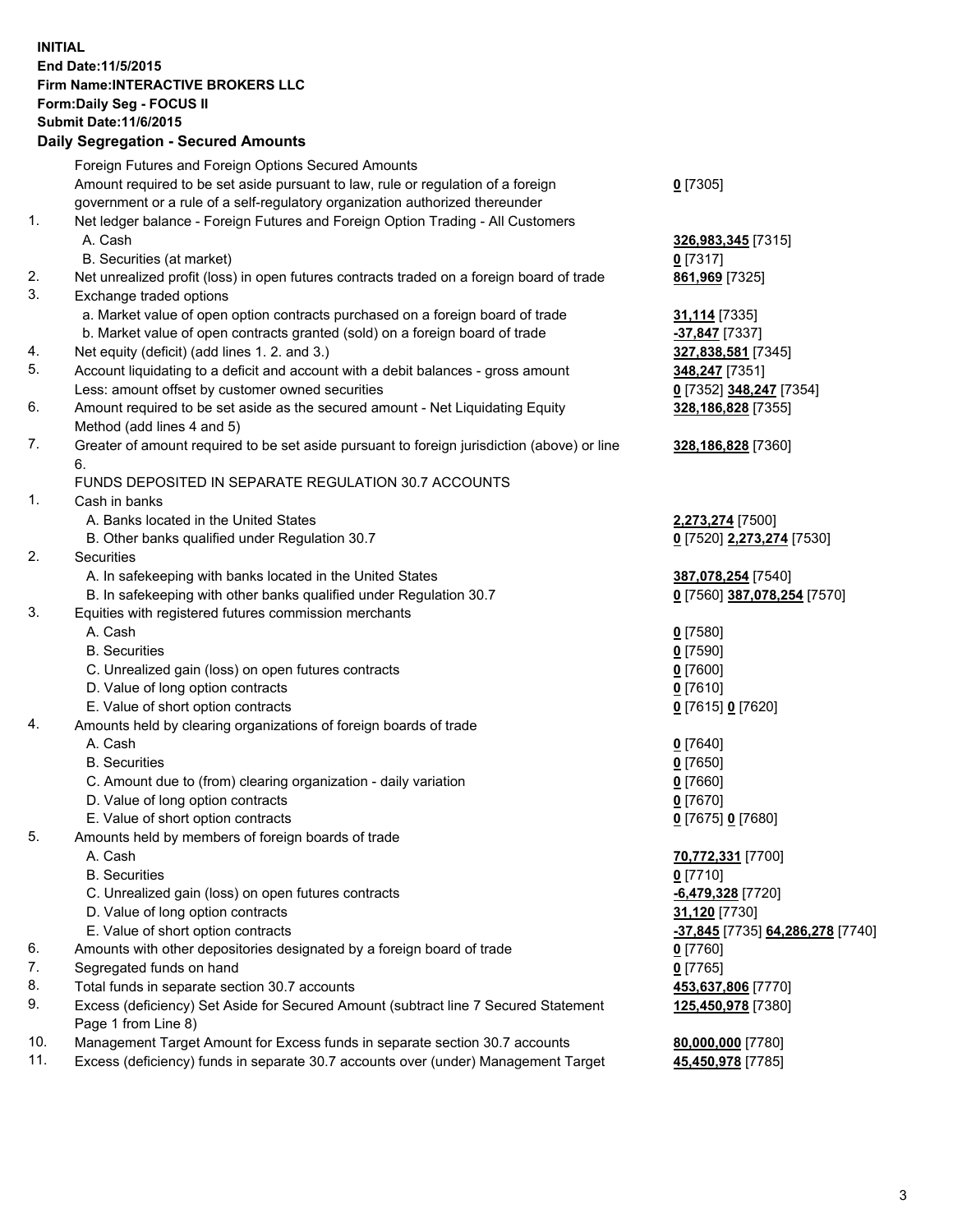**INITIAL**
**End Date:11/5/2015**
**Firm Name:INTERACTIVE BROKERS LLC**
**Form:Daily Seg - FOCUS II**
**Submit Date:11/6/2015**

## Daily Segregation - Secured Amounts

| | | |
|---|---|---|
| | Foreign Futures and Foreign Options Secured Amounts | |
| | Amount required to be set aside pursuant to law, rule or regulation of a foreign government or a rule of a self-regulatory organization authorized thereunder | **0** [7305] |
| 1. | Net ledger balance - Foreign Futures and Foreign Option Trading - All Customers | |
| | A. Cash | **326,983,345** [7315] |
| | B. Securities (at market) | **0** [7317] |
| 2. | Net unrealized profit (loss) in open futures contracts traded on a foreign board of trade | **861,969** [7325] |
| 3. | Exchange traded options | |
| | a. Market value of open option contracts purchased on a foreign board of trade | **31,114** [7335] |
| | b. Market value of open contracts granted (sold) on a foreign board of trade | **-37,847** [7337] |
| 4. | Net equity (deficit) (add lines 1. 2. and 3.) | **327,838,581** [7345] |
| 5. | Account liquidating to a deficit and account with a debit balances - gross amount | **348,247** [7351] |
| | Less: amount offset by customer owned securities | **0** [7352] **348,247** [7354] |
| 6. | Amount required to be set aside as the secured amount - Net Liquidating Equity Method (add lines 4 and 5) | **328,186,828** [7355] |
| 7. | Greater of amount required to be set aside pursuant to foreign jurisdiction (above) or line 6. | **328,186,828** [7360] |
| | FUNDS DEPOSITED IN SEPARATE REGULATION 30.7 ACCOUNTS | |
| 1. | Cash in banks | |
| | A. Banks located in the United States | **2,273,274** [7500] |
| | B. Other banks qualified under Regulation 30.7 | **0** [7520] **2,273,274** [7530] |
| 2. | Securities | |
| | A. In safekeeping with banks located in the United States | **387,078,254** [7540] |
| | B. In safekeeping with other banks qualified under Regulation 30.7 | **0** [7560] **387,078,254** [7570] |
| 3. | Equities with registered futures commission merchants | |
| | A. Cash | **0** [7580] |
| | B. Securities | **0** [7590] |
| | C. Unrealized gain (loss) on open futures contracts | **0** [7600] |
| | D. Value of long option contracts | **0** [7610] |
| | E. Value of short option contracts | **0** [7615] **0** [7620] |
| 4. | Amounts held by clearing organizations of foreign boards of trade | |
| | A. Cash | **0** [7640] |
| | B. Securities | **0** [7650] |
| | C. Amount due to (from) clearing organization - daily variation | **0** [7660] |
| | D. Value of long option contracts | **0** [7670] |
| | E. Value of short option contracts | **0** [7675] **0** [7680] |
| 5. | Amounts held by members of foreign boards of trade | |
| | A. Cash | **70,772,331** [7700] |
| | B. Securities | **0** [7710] |
| | C. Unrealized gain (loss) on open futures contracts | **-6,479,328** [7720] |
| | D. Value of long option contracts | **31,120** [7730] |
| | E. Value of short option contracts | **-37,845** [7735] **64,286,278** [7740] |
| 6. | Amounts with other depositories designated by a foreign board of trade | **0** [7760] |
| 7. | Segregated funds on hand | **0** [7765] |
| 8. | Total funds in separate section 30.7 accounts | **453,637,806** [7770] |
| 9. | Excess (deficiency) Set Aside for Secured Amount (subtract line 7 Secured Statement Page 1 from Line 8) | **125,450,978** [7380] |
| 10. | Management Target Amount for Excess funds in separate section 30.7 accounts | **80,000,000** [7780] |
| 11. | Excess (deficiency) funds in separate 30.7 accounts over (under) Management Target | **45,450,978** [7785] |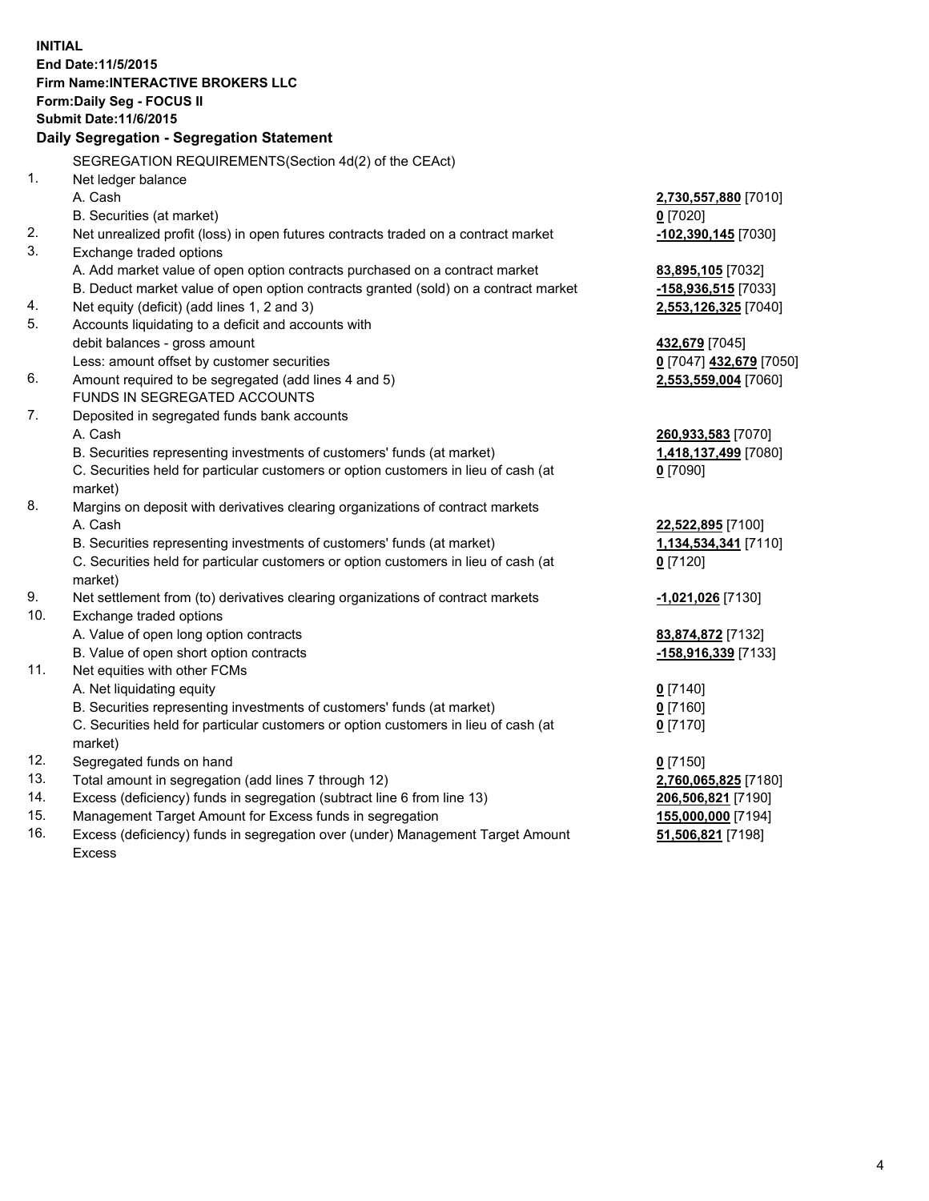**INITIAL**
**End Date:11/5/2015**
**Firm Name:INTERACTIVE BROKERS LLC**
**Form:Daily Seg - FOCUS II**
**Submit Date:11/6/2015**

## Daily Segregation - Segregation Statement

SEGREGATION REQUIREMENTS(Section 4d(2) of the CEAct)

| | | |
|---|---|---|
| 1. | Net ledger balance | |
| | A. Cash | **2,730,557,880** [7010] |
| | B. Securities (at market) | **0** [7020] |
| 2. | Net unrealized profit (loss) in open futures contracts traded on a contract market | **-102,390,145** [7030] |
| 3. | Exchange traded options | |
| | A. Add market value of open option contracts purchased on a contract market | **83,895,105** [7032] |
| | B. Deduct market value of open option contracts granted (sold) on a contract market | **-158,936,515** [7033] |
| 4. | Net equity (deficit) (add lines 1, 2 and 3) | **2,553,126,325** [7040] |
| 5. | Accounts liquidating to a deficit and accounts with debit balances - gross amount | **432,679** [7045] |
| | Less: amount offset by customer securities | **0** [7047] **432,679** [7050] |
| 6. | Amount required to be segregated (add lines 4 and 5) | **2,553,559,004** [7060] |
| | FUNDS IN SEGREGATED ACCOUNTS | |
| 7. | Deposited in segregated funds bank accounts | |
| | A. Cash | **260,933,583** [7070] |
| | B. Securities representing investments of customers' funds (at market) | **1,418,137,499** [7080] |
| | C. Securities held for particular customers or option customers in lieu of cash (at market) | **0** [7090] |
| 8. | Margins on deposit with derivatives clearing organizations of contract markets | |
| | A. Cash | **22,522,895** [7100] |
| | B. Securities representing investments of customers' funds (at market) | **1,134,534,341** [7110] |
| | C. Securities held for particular customers or option customers in lieu of cash (at market) | **0** [7120] |
| 9. | Net settlement from (to) derivatives clearing organizations of contract markets | **-1,021,026** [7130] |
| 10. | Exchange traded options | |
| | A. Value of open long option contracts | **83,874,872** [7132] |
| | B. Value of open short option contracts | **-158,916,339** [7133] |
| 11. | Net equities with other FCMs | |
| | A. Net liquidating equity | **0** [7140] |
| | B. Securities representing investments of customers' funds (at market) | **0** [7160] |
| | C. Securities held for particular customers or option customers in lieu of cash (at market) | **0** [7170] |
| 12. | Segregated funds on hand | **0** [7150] |
| 13. | Total amount in segregation (add lines 7 through 12) | **2,760,065,825** [7180] |
| 14. | Excess (deficiency) funds in segregation (subtract line 6 from line 13) | **206,506,821** [7190] |
| 15. | Management Target Amount for Excess funds in segregation | **155,000,000** [7194] |
| 16. | Excess (deficiency) funds in segregation over (under) Management Target Amount Excess | **51,506,821** [7198] |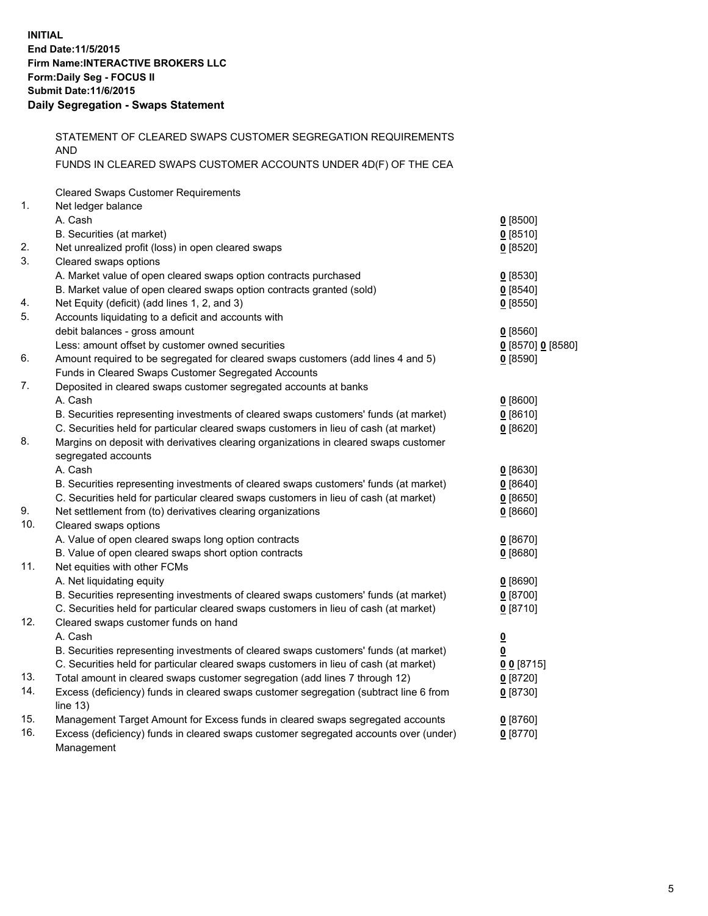**INITIAL**
**End Date:11/5/2015**
**Firm Name:INTERACTIVE BROKERS LLC**
**Form:Daily Seg - FOCUS II**
**Submit Date:11/6/2015**
**Daily Segregation - Swaps Statement**

STATEMENT OF CLEARED SWAPS CUSTOMER SEGREGATION REQUIREMENTS AND FUNDS IN CLEARED SWAPS CUSTOMER ACCOUNTS UNDER 4D(F) OF THE CEA

| | | |
|---|---|---|
| | Cleared Swaps Customer Requirements | |
| 1. | Net ledger balance | |
| | A. Cash | 0 [8500] |
| | B. Securities (at market) | 0 [8510] |
| 2. | Net unrealized profit (loss) in open cleared swaps | 0 [8520] |
| 3. | Cleared swaps options | |
| | A. Market value of open cleared swaps option contracts purchased | 0 [8530] |
| | B. Market value of open cleared swaps option contracts granted (sold) | 0 [8540] |
| 4. | Net Equity (deficit) (add lines 1, 2, and 3) | 0 [8550] |
| 5. | Accounts liquidating to a deficit and accounts with debit balances - gross amount | 0 [8560] |
| | Less: amount offset by customer owned securities | 0 [8570] 0 [8580] |
| 6. | Amount required to be segregated for cleared swaps customers (add lines 4 and 5) | 0 [8590] |
| | Funds in Cleared Swaps Customer Segregated Accounts | |
| 7. | Deposited in cleared swaps customer segregated accounts at banks | |
| | A. Cash | 0 [8600] |
| | B. Securities representing investments of cleared swaps customers' funds (at market) | 0 [8610] |
| | C. Securities held for particular cleared swaps customers in lieu of cash (at market) | 0 [8620] |
| 8. | Margins on deposit with derivatives clearing organizations in cleared swaps customer segregated accounts | |
| | A. Cash | 0 [8630] |
| | B. Securities representing investments of cleared swaps customers' funds (at market) | 0 [8640] |
| | C. Securities held for particular cleared swaps customers in lieu of cash (at market) | 0 [8650] |
| 9. | Net settlement from (to) derivatives clearing organizations | 0 [8660] |
| 10. | Cleared swaps options | |
| | A. Value of open cleared swaps long option contracts | 0 [8670] |
| | B. Value of open cleared swaps short option contracts | 0 [8680] |
| 11. | Net equities with other FCMs | |
| | A. Net liquidating equity | 0 [8690] |
| | B. Securities representing investments of cleared swaps customers' funds (at market) | 0 [8700] |
| | C. Securities held for particular cleared swaps customers in lieu of cash (at market) | 0 [8710] |
| 12. | Cleared swaps customer funds on hand | |
| | A. Cash | 0 |
| | B. Securities representing investments of cleared swaps customers' funds (at market) | 0 |
| | C. Securities held for particular cleared swaps customers in lieu of cash (at market) | 0 0 [8715] |
| 13. | Total amount in cleared swaps customer segregation (add lines 7 through 12) | 0 [8720] |
| 14. | Excess (deficiency) funds in cleared swaps customer segregation (subtract line 6 from line 13) | 0 [8730] |
| 15. | Management Target Amount for Excess funds in cleared swaps segregated accounts | 0 [8760] |
| 16. | Excess (deficiency) funds in cleared swaps customer segregated accounts over (under) Management | 0 [8770] |